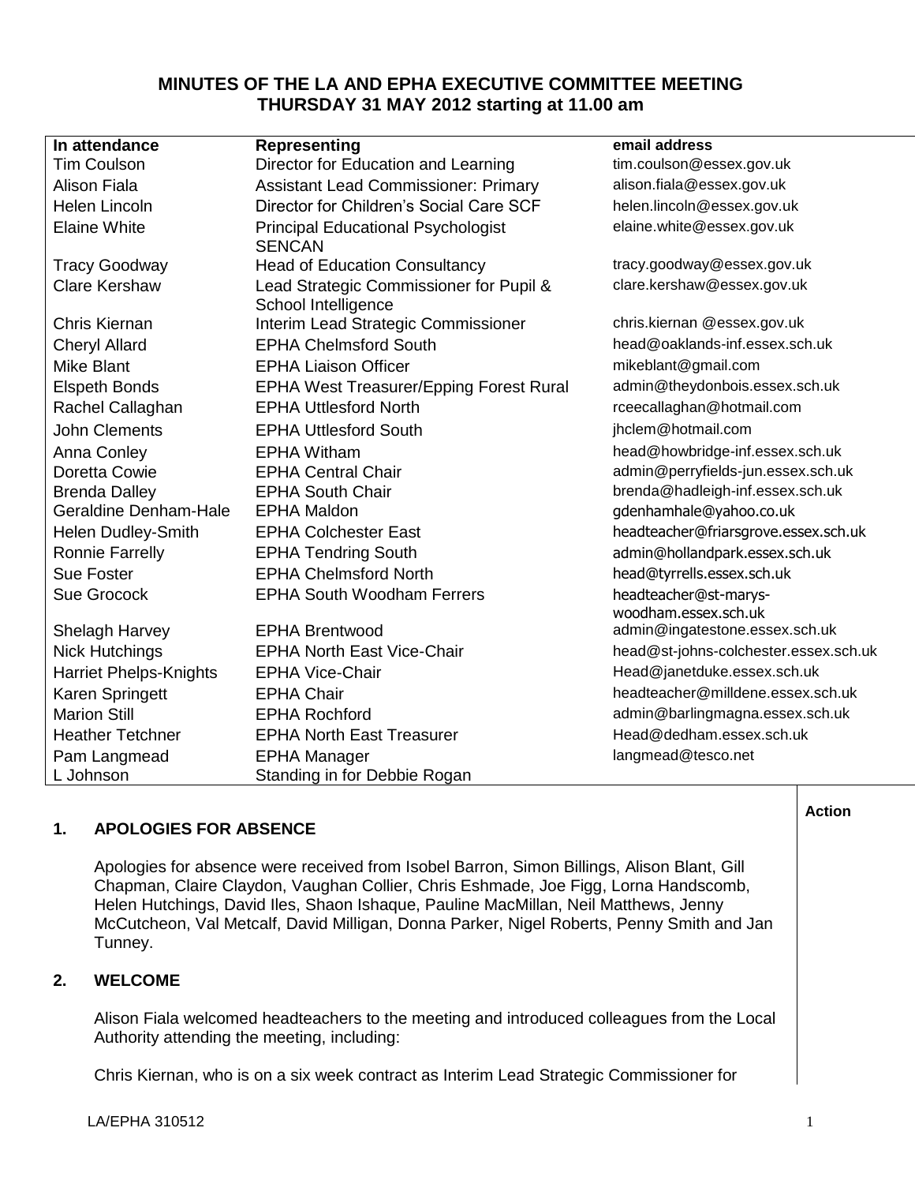# MINUTES OF THE LA AND EPHA EXECUTIVE COMMITTEE MEETING THURSDAY 31 MAY 2012 starting at 11.00 am

| In attendance | Representing | email address |
|---|---|---|
| Tim Coulson | Director for Education and Learning | tim.coulson@essex.gov.uk |
| Alison Fiala | Assistant Lead Commissioner: Primary | alison.fiala@essex.gov.uk |
| Helen Lincoln | Director for Children's Social Care SCF | helen.lincoln@essex.gov.uk |
| Elaine White | Principal Educational Psychologist SENCAN | elaine.white@essex.gov.uk |
| Tracy Goodway | Head of Education Consultancy | tracy.goodway@essex.gov.uk |
| Clare Kershaw | Lead Strategic Commissioner for Pupil & School Intelligence | clare.kershaw@essex.gov.uk |
| Chris Kiernan | Interim Lead Strategic Commissioner | chris.kiernan @essex.gov.uk |
| Cheryl Allard | EPHA Chelmsford South | head@oaklands-inf.essex.sch.uk |
| Mike Blant | EPHA Liaison Officer | mikeblant@gmail.com |
| Elspeth Bonds | EPHA West Treasurer/Epping Forest Rural | admin@theydonbois.essex.sch.uk |
| Rachel Callaghan | EPHA Uttlesford North | rceecallaghan@hotmail.com |
| John Clements | EPHA Uttlesford South | jhclem@hotmail.com |
| Anna Conley | EPHA Witham | head@howbridge-inf.essex.sch.uk |
| Doretta Cowie | EPHA Central Chair | admin@perryfields-jun.essex.sch.uk |
| Brenda Dalley | EPHA South Chair | brenda@hadleigh-inf.essex.sch.uk |
| Geraldine Denham-Hale | EPHA Maldon | gdenhamhale@yahoo.co.uk |
| Helen Dudley-Smith | EPHA Colchester East | headteacher@friarsgrove.essex.sch.uk |
| Ronnie Farrelly | EPHA Tendring South | admin@hollandpark.essex.sch.uk |
| Sue Foster | EPHA Chelmsford North | head@tyrrells.essex.sch.uk |
| Sue Grocock | EPHA South Woodham Ferrers | headteacher@st-marys-woodham.essex.sch.uk |
| Shelagh Harvey | EPHA Brentwood | admin@ingatestone.essex.sch.uk |
| Nick Hutchings | EPHA North East Vice-Chair | head@st-johns-colchester.essex.sch.uk |
| Harriet Phelps-Knights | EPHA Vice-Chair | Head@janetduke.essex.sch.uk |
| Karen Springett | EPHA Chair | headteacher@milldene.essex.sch.uk |
| Marion Still | EPHA Rochford | admin@barlingmagna.essex.sch.uk |
| Heather Tetchner | EPHA North East Treasurer | Head@dedham.essex.sch.uk |
| Pam Langmead | EPHA Manager | langmead@tesco.net |
| L Johnson | Standing in for Debbie Rogan | |

**Action**

## 1. APOLOGIES FOR ABSENCE

Apologies for absence were received from Isobel Barron, Simon Billings, Alison Blant, Gill Chapman, Claire Claydon, Vaughan Collier, Chris Eshmade, Joe Figg, Lorna Handscomb, Helen Hutchings, David Iles, Shaon Ishaque, Pauline MacMillan, Neil Matthews, Jenny McCutcheon, Val Metcalf, David Milligan, Donna Parker, Nigel Roberts, Penny Smith and Jan Tunney.

## 2. WELCOME

Alison Fiala welcomed headteachers to the meeting and introduced colleagues from the Local Authority attending the meeting, including:

Chris Kiernan, who is on a six week contract as Interim Lead Strategic Commissioner for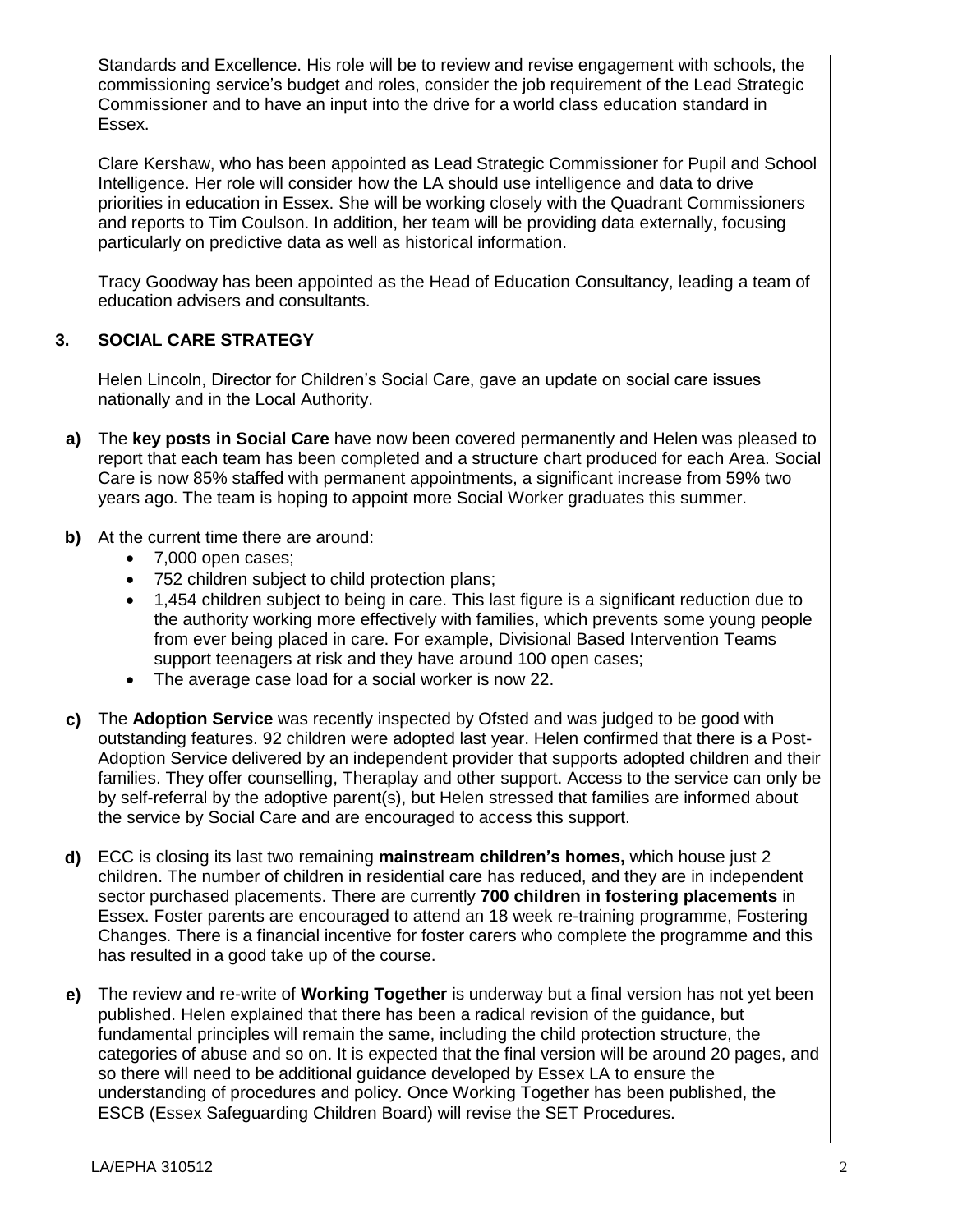Standards and Excellence. His role will be to review and revise engagement with schools, the commissioning service's budget and roles, consider the job requirement of the Lead Strategic Commissioner and to have an input into the drive for a world class education standard in Essex.

Clare Kershaw, who has been appointed as Lead Strategic Commissioner for Pupil and School Intelligence. Her role will consider how the LA should use intelligence and data to drive priorities in education in Essex. She will be working closely with the Quadrant Commissioners and reports to Tim Coulson. In addition, her team will be providing data externally, focusing particularly on predictive data as well as historical information.

Tracy Goodway has been appointed as the Head of Education Consultancy, leading a team of education advisers and consultants.

## 3. SOCIAL CARE STRATEGY

Helen Lincoln, Director for Children's Social Care, gave an update on social care issues nationally and in the Local Authority.

**a)** The **key posts in Social Care** have now been covered permanently and Helen was pleased to report that each team has been completed and a structure chart produced for each Area. Social Care is now 85% staffed with permanent appointments, a significant increase from 59% two years ago. The team is hoping to appoint more Social Worker graduates this summer.

**b)** At the current time there are around:

- 7,000 open cases;
- 752 children subject to child protection plans;
- 1,454 children subject to being in care. This last figure is a significant reduction due to the authority working more effectively with families, which prevents some young people from ever being placed in care. For example, Divisional Based Intervention Teams support teenagers at risk and they have around 100 open cases;
- The average case load for a social worker is now 22.

**c)** The **Adoption Service** was recently inspected by Ofsted and was judged to be good with outstanding features. 92 children were adopted last year. Helen confirmed that there is a Post-Adoption Service delivered by an independent provider that supports adopted children and their families. They offer counselling, Theraplay and other support. Access to the service can only be by self-referral by the adoptive parent(s), but Helen stressed that families are informed about the service by Social Care and are encouraged to access this support.

**d)** ECC is closing its last two remaining **mainstream children's homes,** which house just 2 children. The number of children in residential care has reduced, and they are in independent sector purchased placements. There are currently **700 children in fostering placements** in Essex. Foster parents are encouraged to attend an 18 week re-training programme, Fostering Changes. There is a financial incentive for foster carers who complete the programme and this has resulted in a good take up of the course.

**e)** The review and re-write of **Working Together** is underway but a final version has not yet been published. Helen explained that there has been a radical revision of the guidance, but fundamental principles will remain the same, including the child protection structure, the categories of abuse and so on. It is expected that the final version will be around 20 pages, and so there will need to be additional guidance developed by Essex LA to ensure the understanding of procedures and policy. Once Working Together has been published, the ESCB (Essex Safeguarding Children Board) will revise the SET Procedures.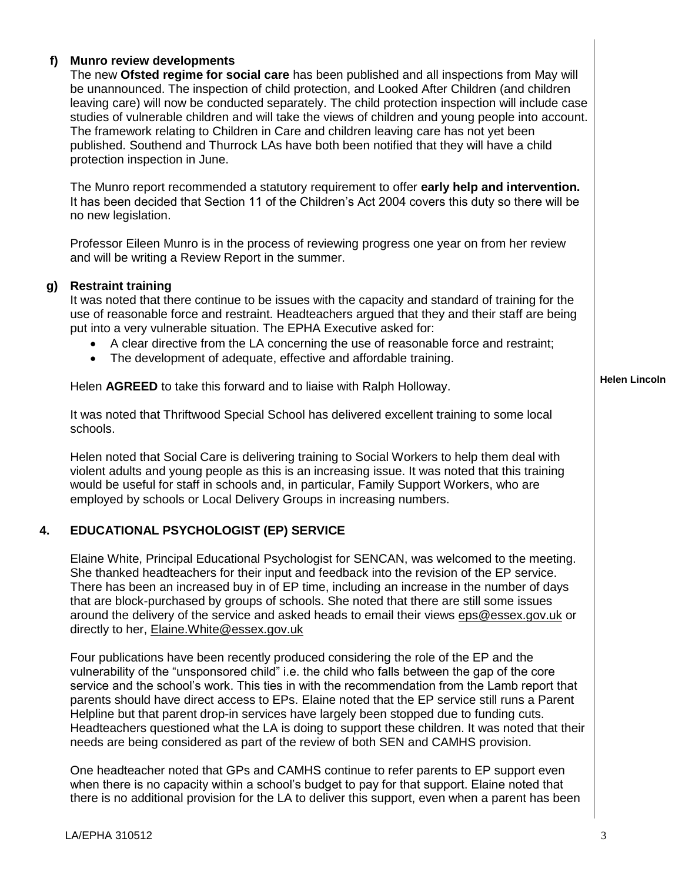**f) Munro review developments**

The new **Ofsted regime for social care** has been published and all inspections from May will be unannounced. The inspection of child protection, and Looked After Children (and children leaving care) will now be conducted separately. The child protection inspection will include case studies of vulnerable children and will take the views of children and young people into account. The framework relating to Children in Care and children leaving care has not yet been published. Southend and Thurrock LAs have both been notified that they will have a child protection inspection in June.

The Munro report recommended a statutory requirement to offer **early help and intervention.** It has been decided that Section 11 of the Children's Act 2004 covers this duty so there will be no new legislation.

Professor Eileen Munro is in the process of reviewing progress one year on from her review and will be writing a Review Report in the summer.

**g) Restraint training**

It was noted that there continue to be issues with the capacity and standard of training for the use of reasonable force and restraint. Headteachers argued that they and their staff are being put into a very vulnerable situation. The EPHA Executive asked for:

- A clear directive from the LA concerning the use of reasonable force and restraint;
- The development of adequate, effective and affordable training.

Helen **AGREED** to take this forward and to liaise with Ralph Holloway. **Helen Lincoln**

It was noted that Thriftwood Special School has delivered excellent training to some local schools.

Helen noted that Social Care is delivering training to Social Workers to help them deal with violent adults and young people as this is an increasing issue. It was noted that this training would be useful for staff in schools and, in particular, Family Support Workers, who are employed by schools or Local Delivery Groups in increasing numbers.

## 4. EDUCATIONAL PSYCHOLOGIST (EP) SERVICE

Elaine White, Principal Educational Psychologist for SENCAN, was welcomed to the meeting. She thanked headteachers for their input and feedback into the revision of the EP service. There has been an increased buy in of EP time, including an increase in the number of days that are block-purchased by groups of schools. She noted that there are still some issues around the delivery of the service and asked heads to email their views eps@essex.gov.uk or directly to her, Elaine.White@essex.gov.uk

Four publications have been recently produced considering the role of the EP and the vulnerability of the "unsponsored child" i.e. the child who falls between the gap of the core service and the school's work. This ties in with the recommendation from the Lamb report that parents should have direct access to EPs. Elaine noted that the EP service still runs a Parent Helpline but that parent drop-in services have largely been stopped due to funding cuts. Headteachers questioned what the LA is doing to support these children. It was noted that their needs are being considered as part of the review of both SEN and CAMHS provision.

One headteacher noted that GPs and CAMHS continue to refer parents to EP support even when there is no capacity within a school's budget to pay for that support. Elaine noted that there is no additional provision for the LA to deliver this support, even when a parent has been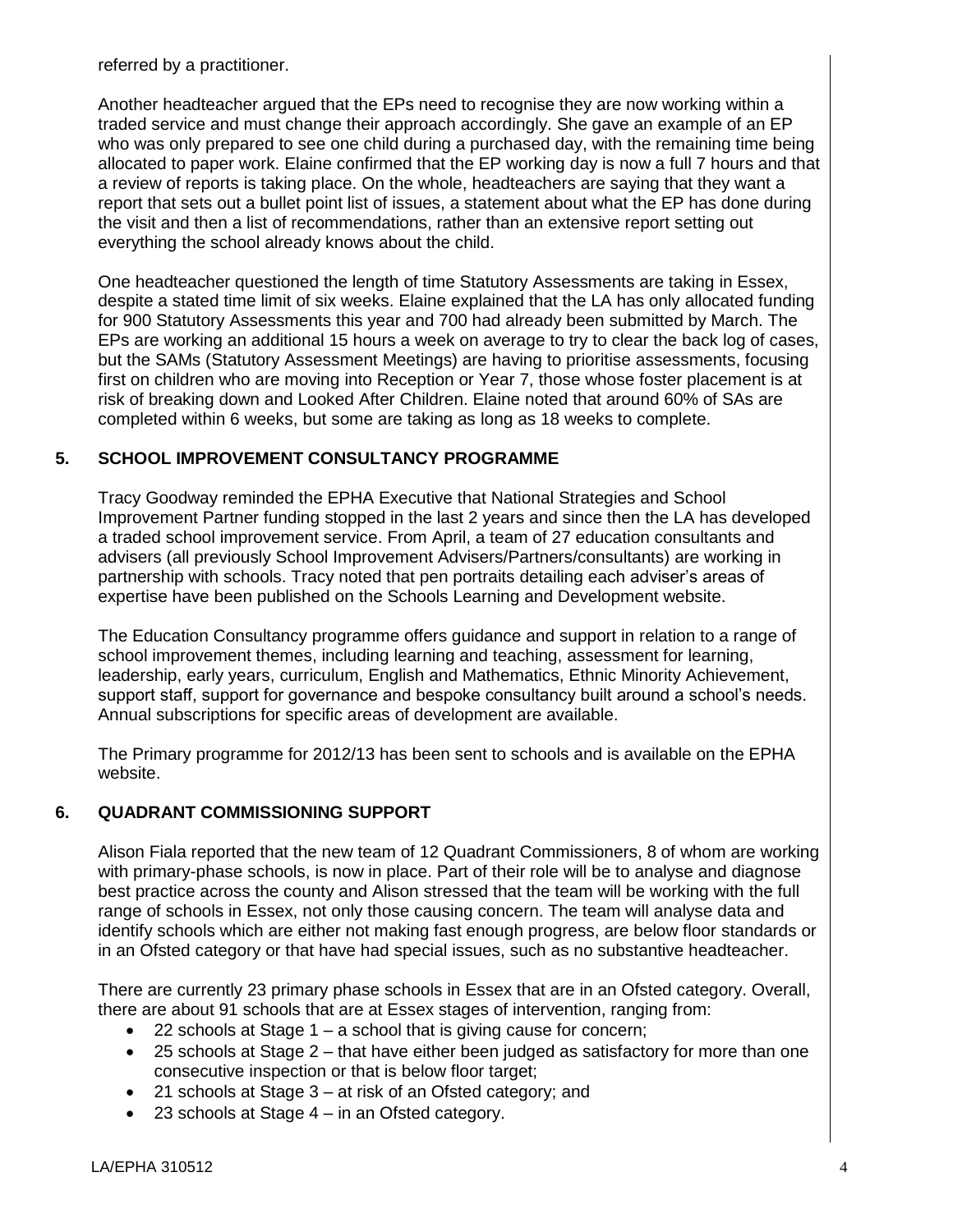referred by a practitioner.

Another headteacher argued that the EPs need to recognise they are now working within a traded service and must change their approach accordingly. She gave an example of an EP who was only prepared to see one child during a purchased day, with the remaining time being allocated to paper work. Elaine confirmed that the EP working day is now a full 7 hours and that a review of reports is taking place. On the whole, headteachers are saying that they want a report that sets out a bullet point list of issues, a statement about what the EP has done during the visit and then a list of recommendations, rather than an extensive report setting out everything the school already knows about the child.

One headteacher questioned the length of time Statutory Assessments are taking in Essex, despite a stated time limit of six weeks. Elaine explained that the LA has only allocated funding for 900 Statutory Assessments this year and 700 had already been submitted by March. The EPs are working an additional 15 hours a week on average to try to clear the back log of cases, but the SAMs (Statutory Assessment Meetings) are having to prioritise assessments, focusing first on children who are moving into Reception or Year 7, those whose foster placement is at risk of breaking down and Looked After Children. Elaine noted that around 60% of SAs are completed within 6 weeks, but some are taking as long as 18 weeks to complete.

## 5. SCHOOL IMPROVEMENT CONSULTANCY PROGRAMME

Tracy Goodway reminded the EPHA Executive that National Strategies and School Improvement Partner funding stopped in the last 2 years and since then the LA has developed a traded school improvement service. From April, a team of 27 education consultants and advisers (all previously School Improvement Advisers/Partners/consultants) are working in partnership with schools. Tracy noted that pen portraits detailing each adviser's areas of expertise have been published on the Schools Learning and Development website.

The Education Consultancy programme offers guidance and support in relation to a range of school improvement themes, including learning and teaching, assessment for learning, leadership, early years, curriculum, English and Mathematics, Ethnic Minority Achievement, support staff, support for governance and bespoke consultancy built around a school's needs. Annual subscriptions for specific areas of development are available.

The Primary programme for 2012/13 has been sent to schools and is available on the EPHA website.

## 6. QUADRANT COMMISSIONING SUPPORT

Alison Fiala reported that the new team of 12 Quadrant Commissioners, 8 of whom are working with primary-phase schools, is now in place. Part of their role will be to analyse and diagnose best practice across the county and Alison stressed that the team will be working with the full range of schools in Essex, not only those causing concern. The team will analyse data and identify schools which are either not making fast enough progress, are below floor standards or in an Ofsted category or that have had special issues, such as no substantive headteacher.

There are currently 23 primary phase schools in Essex that are in an Ofsted category. Overall, there are about 91 schools that are at Essex stages of intervention, ranging from:

- 22 schools at Stage 1 – a school that is giving cause for concern;
- 25 schools at Stage 2 – that have either been judged as satisfactory for more than one consecutive inspection or that is below floor target;
- 21 schools at Stage 3 – at risk of an Ofsted category; and
- 23 schools at Stage 4 – in an Ofsted category.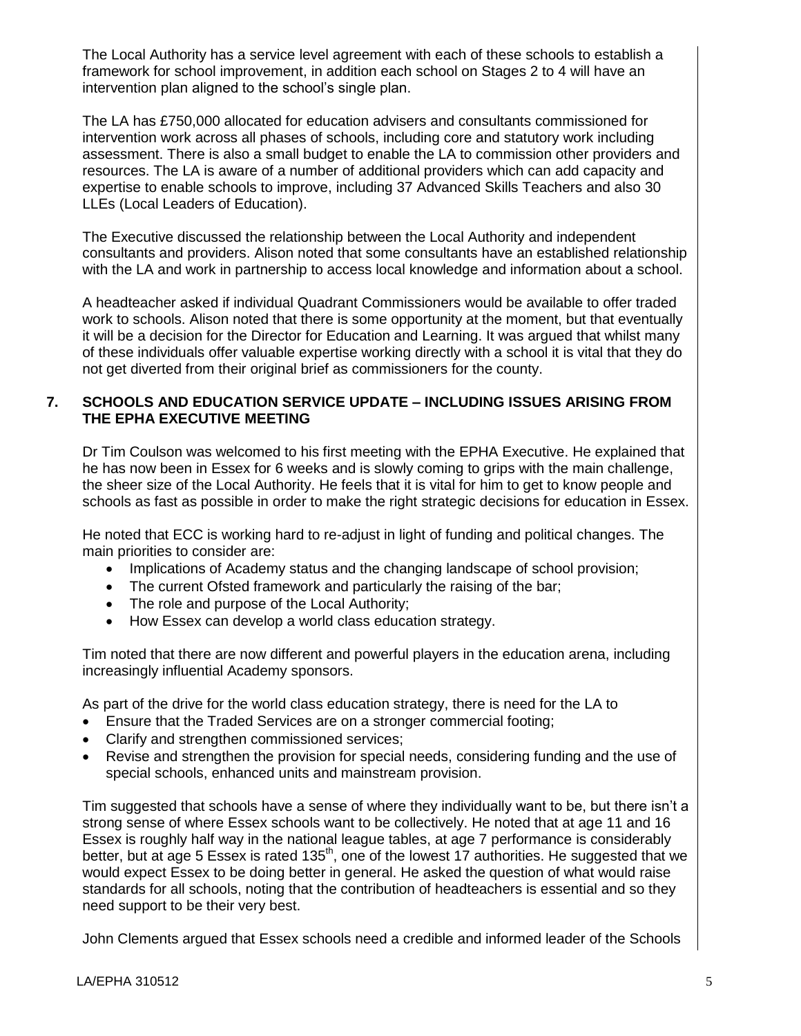The Local Authority has a service level agreement with each of these schools to establish a framework for school improvement, in addition each school on Stages 2 to 4 will have an intervention plan aligned to the school's single plan.

The LA has £750,000 allocated for education advisers and consultants commissioned for intervention work across all phases of schools, including core and statutory work including assessment. There is also a small budget to enable the LA to commission other providers and resources. The LA is aware of a number of additional providers which can add capacity and expertise to enable schools to improve, including 37 Advanced Skills Teachers and also 30 LLEs (Local Leaders of Education).

The Executive discussed the relationship between the Local Authority and independent consultants and providers. Alison noted that some consultants have an established relationship with the LA and work in partnership to access local knowledge and information about a school.

A headteacher asked if individual Quadrant Commissioners would be available to offer traded work to schools. Alison noted that there is some opportunity at the moment, but that eventually it will be a decision for the Director for Education and Learning. It was argued that whilst many of these individuals offer valuable expertise working directly with a school it is vital that they do not get diverted from their original brief as commissioners for the county.

## 7. SCHOOLS AND EDUCATION SERVICE UPDATE – INCLUDING ISSUES ARISING FROM THE EPHA EXECUTIVE MEETING

Dr Tim Coulson was welcomed to his first meeting with the EPHA Executive. He explained that he has now been in Essex for 6 weeks and is slowly coming to grips with the main challenge, the sheer size of the Local Authority. He feels that it is vital for him to get to know people and schools as fast as possible in order to make the right strategic decisions for education in Essex.

He noted that ECC is working hard to re-adjust in light of funding and political changes. The main priorities to consider are:

- Implications of Academy status and the changing landscape of school provision;
- The current Ofsted framework and particularly the raising of the bar;
- The role and purpose of the Local Authority;
- How Essex can develop a world class education strategy.

Tim noted that there are now different and powerful players in the education arena, including increasingly influential Academy sponsors.

As part of the drive for the world class education strategy, there is need for the LA to

- Ensure that the Traded Services are on a stronger commercial footing;
- Clarify and strengthen commissioned services;
- Revise and strengthen the provision for special needs, considering funding and the use of special schools, enhanced units and mainstream provision.

Tim suggested that schools have a sense of where they individually want to be, but there isn't a strong sense of where Essex schools want to be collectively. He noted that at age 11 and 16 Essex is roughly half way in the national league tables, at age 7 performance is considerably better, but at age 5 Essex is rated 135th, one of the lowest 17 authorities. He suggested that we would expect Essex to be doing better in general. He asked the question of what would raise standards for all schools, noting that the contribution of headteachers is essential and so they need support to be their very best.

John Clements argued that Essex schools need a credible and informed leader of the Schools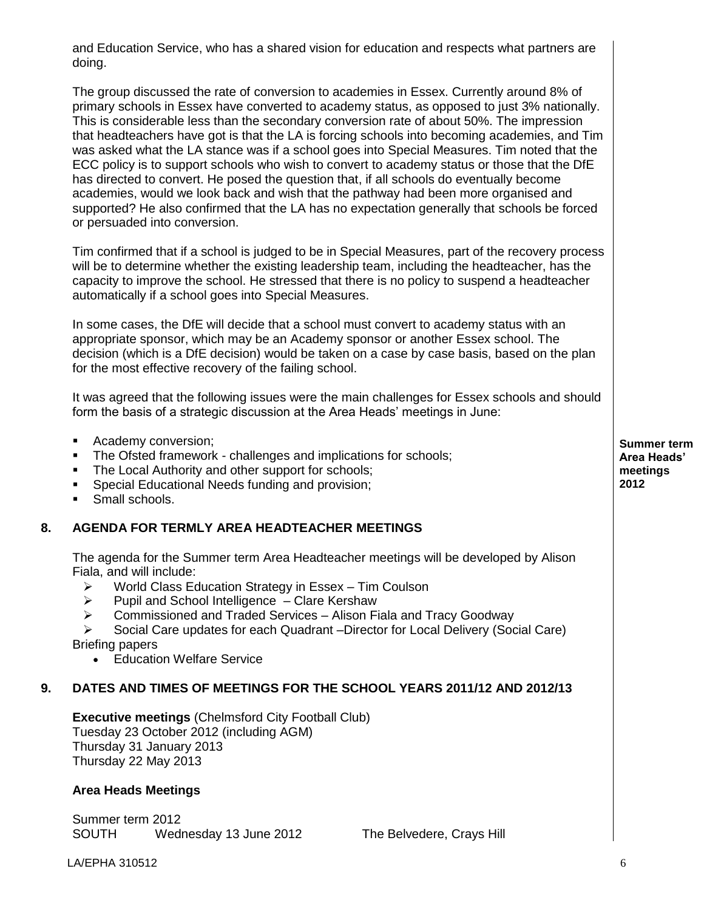and Education Service, who has a shared vision for education and respects what partners are doing.

The group discussed the rate of conversion to academies in Essex. Currently around 8% of primary schools in Essex have converted to academy status, as opposed to just 3% nationally. This is considerable less than the secondary conversion rate of about 50%. The impression that headteachers have got is that the LA is forcing schools into becoming academies, and Tim was asked what the LA stance was if a school goes into Special Measures. Tim noted that the ECC policy is to support schools who wish to convert to academy status or those that the DfE has directed to convert. He posed the question that, if all schools do eventually become academies, would we look back and wish that the pathway had been more organised and supported? He also confirmed that the LA has no expectation generally that schools be forced or persuaded into conversion.

Tim confirmed that if a school is judged to be in Special Measures, part of the recovery process will be to determine whether the existing leadership team, including the headteacher, has the capacity to improve the school. He stressed that there is no policy to suspend a headteacher automatically if a school goes into Special Measures.

In some cases, the DfE will decide that a school must convert to academy status with an appropriate sponsor, which may be an Academy sponsor or another Essex school. The decision (which is a DfE decision) would be taken on a case by case basis, based on the plan for the most effective recovery of the failing school.

It was agreed that the following issues were the main challenges for Essex schools and should form the basis of a strategic discussion at the Area Heads' meetings in June:

- Academy conversion;
- The Ofsted framework - challenges and implications for schools;
- The Local Authority and other support for schools;
- Special Educational Needs funding and provision;
- Small schools.

**Summer term Area Heads' meetings 2012**

## 8. AGENDA FOR TERMLY AREA HEADTEACHER MEETINGS

The agenda for the Summer term Area Headteacher meetings will be developed by Alison Fiala, and will include:

- World Class Education Strategy in Essex – Tim Coulson
- Pupil and School Intelligence – Clare Kershaw
- Commissioned and Traded Services – Alison Fiala and Tracy Goodway
- Social Care updates for each Quadrant –Director for Local Delivery (Social Care)

Briefing papers

- Education Welfare Service

## 9. DATES AND TIMES OF MEETINGS FOR THE SCHOOL YEARS 2011/12 AND 2012/13

**Executive meetings** (Chelmsford City Football Club)
Tuesday 23 October 2012 (including AGM)
Thursday 31 January 2013
Thursday 22 May 2013

### Area Heads Meetings

Summer term 2012

| SOUTH | Wednesday 13 June 2012 | The Belvedere, Crays Hill |
|---|---|---|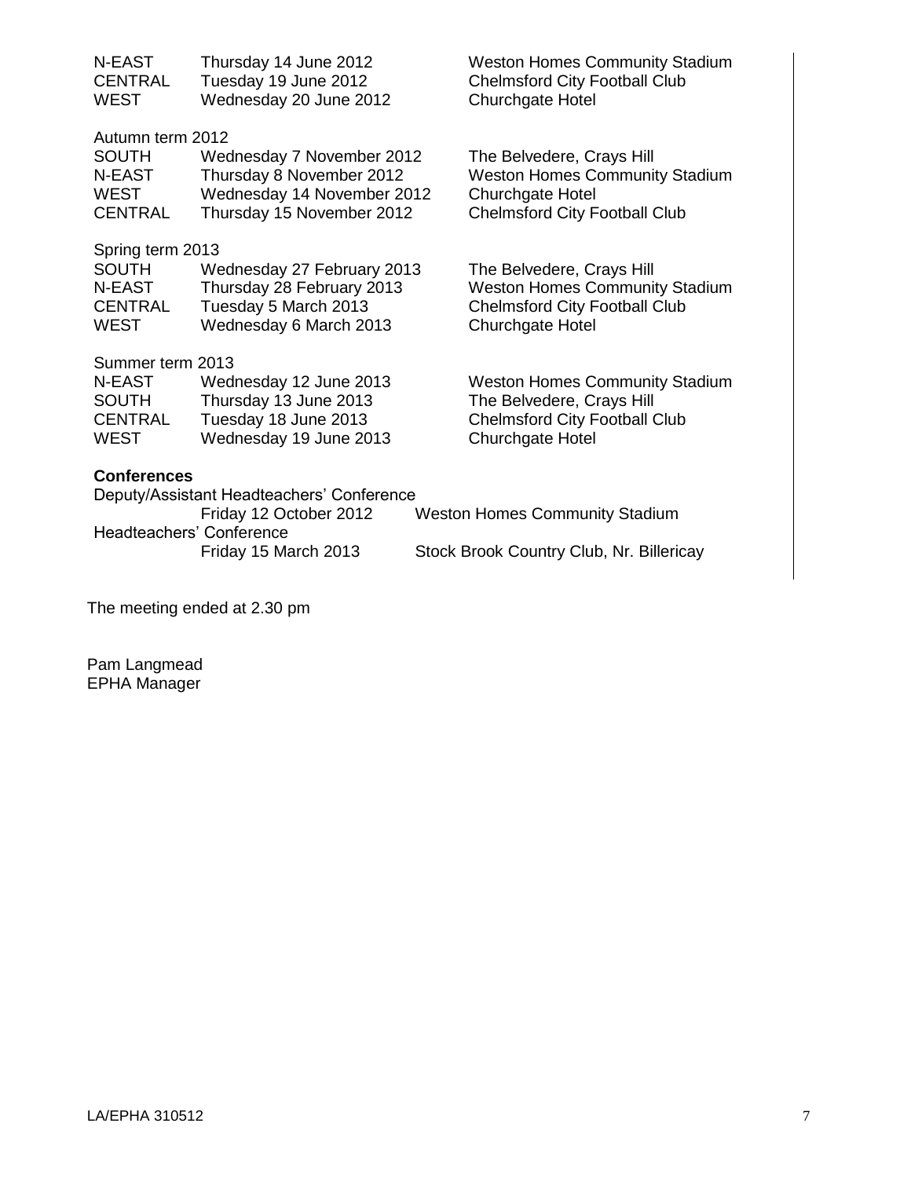| | | |
|---|---|---|
| N-EAST | Thursday 14 June 2012 | Weston Homes Community Stadium |
| CENTRAL | Tuesday 19 June 2012 | Chelmsford City Football Club |
| WEST | Wednesday 20 June 2012 | Churchgate Hotel |

Autumn term 2012

| | | |
|---|---|---|
| SOUTH | Wednesday 7 November 2012 | The Belvedere, Crays Hill |
| N-EAST | Thursday 8 November 2012 | Weston Homes Community Stadium |
| WEST | Wednesday 14 November 2012 | Churchgate Hotel |
| CENTRAL | Thursday 15 November 2012 | Chelmsford City Football Club |

Spring term 2013

| | | |
|---|---|---|
| SOUTH | Wednesday 27 February 2013 | The Belvedere, Crays Hill |
| N-EAST | Thursday 28 February 2013 | Weston Homes Community Stadium |
| CENTRAL | Tuesday 5 March 2013 | Chelmsford City Football Club |
| WEST | Wednesday 6 March 2013 | Churchgate Hotel |

Summer term 2013

| | | |
|---|---|---|
| N-EAST | Wednesday 12 June 2013 | Weston Homes Community Stadium |
| SOUTH | Thursday 13 June 2013 | The Belvedere, Crays Hill |
| CENTRAL | Tuesday 18 June 2013 | Chelmsford City Football Club |
| WEST | Wednesday 19 June 2013 | Churchgate Hotel |

**Conferences**

Deputy/Assistant Headteachers' Conference
Friday 12 October 2012 — Weston Homes Community Stadium

Headteachers' Conference
Friday 15 March 2013 — Stock Brook Country Club, Nr. Billericay

The meeting ended at 2.30 pm

Pam Langmead
EPHA Manager